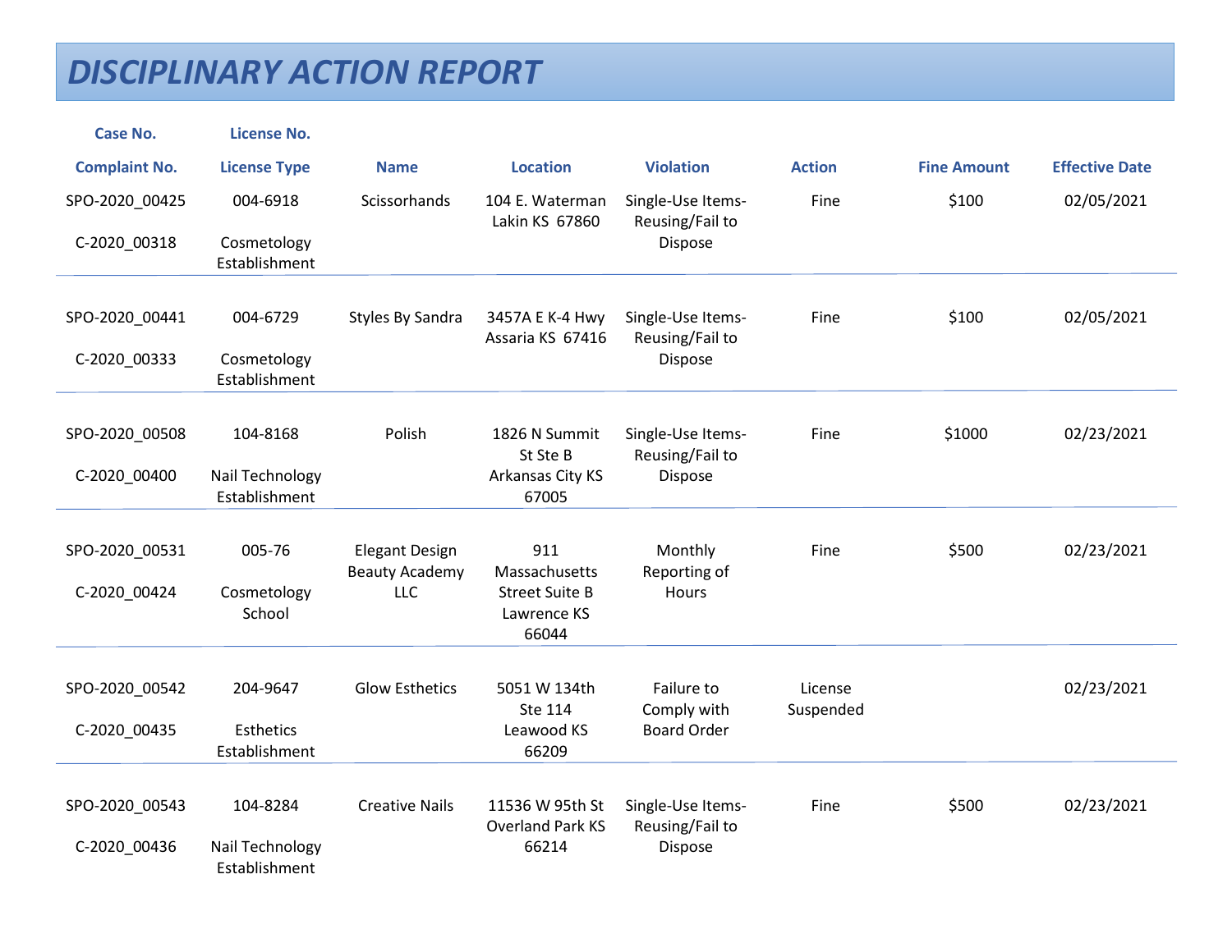# DISCIPLINARY ACTION REPORT

| Case No. / Complaint No. | License No. / License Type | Name | Location | Violation | Action | Fine Amount | Effective Date |
|---|---|---|---|---|---|---|---|
| SPO-2020_00425 C-2020_00318 | 004-6918 Cosmetology Establishment | Scissorhands | 104 E. Waterman Lakin KS 67860 | Single-Use Items-Reusing/Fail to Dispose | Fine | $100 | 02/05/2021 |
| SPO-2020_00441 C-2020_00333 | 004-6729 Cosmetology Establishment | Styles By Sandra | 3457A E K-4 Hwy Assaria KS 67416 | Single-Use Items-Reusing/Fail to Dispose | Fine | $100 | 02/05/2021 |
| SPO-2020_00508 C-2020_00400 | 104-8168 Nail Technology Establishment | Polish | 1826 N Summit St Ste B Arkansas City KS 67005 | Single-Use Items-Reusing/Fail to Dispose | Fine | $1000 | 02/23/2021 |
| SPO-2020_00531 C-2020_00424 | 005-76 Cosmetology School | Elegant Design Beauty Academy LLC | 911 Massachusetts Street Suite B Lawrence KS 66044 | Monthly Reporting of Hours | Fine | $500 | 02/23/2021 |
| SPO-2020_00542 C-2020_00435 | 204-9647 Esthetics Establishment | Glow Esthetics | 5051 W 134th Ste 114 Leawood KS 66209 | Failure to Comply with Board Order | License Suspended | | 02/23/2021 |
| SPO-2020_00543 C-2020_00436 | 104-8284 Nail Technology Establishment | Creative Nails | 11536 W 95th St Overland Park KS 66214 | Single-Use Items-Reusing/Fail to Dispose | Fine | $500 | 02/23/2021 |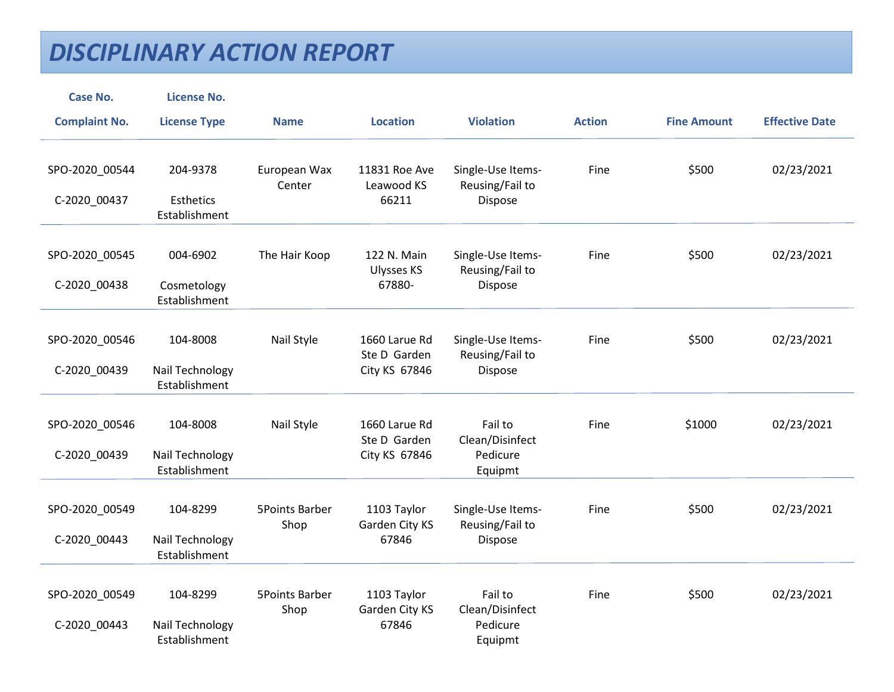# DISCIPLINARY ACTION REPORT

| Case No.<br>Complaint No. | License No.<br>License Type | Name | Location | Violation | Action | Fine Amount | Effective Date |
|---|---|---|---|---|---|---|---|
| SPO-2020_00544<br>C-2020_00437 | 204-9378<br>Esthetics Establishment | European Wax Center | 11831 Roe Ave Leawood KS 66211 | Single-Use Items-Reusing/Fail to Dispose | Fine | $500 | 02/23/2021 |
| SPO-2020_00545<br>C-2020_00438 | 004-6902<br>Cosmetology Establishment | The Hair Koop | 122 N. Main Ulysses KS 67880- | Single-Use Items-Reusing/Fail to Dispose | Fine | $500 | 02/23/2021 |
| SPO-2020_00546<br>C-2020_00439 | 104-8008<br>Nail Technology Establishment | Nail Style | 1660 Larue Rd Ste D Garden City KS 67846 | Single-Use Items-Reusing/Fail to Dispose | Fine | $500 | 02/23/2021 |
| SPO-2020_00546<br>C-2020_00439 | 104-8008<br>Nail Technology Establishment | Nail Style | 1660 Larue Rd Ste D Garden City KS 67846 | Fail to Clean/Disinfect Pedicure Equipmt | Fine | $1000 | 02/23/2021 |
| SPO-2020_00549<br>C-2020_00443 | 104-8299<br>Nail Technology Establishment | 5Points Barber Shop | 1103 Taylor Garden City KS 67846 | Single-Use Items-Reusing/Fail to Dispose | Fine | $500 | 02/23/2021 |
| SPO-2020_00549<br>C-2020_00443 | 104-8299<br>Nail Technology Establishment | 5Points Barber Shop | 1103 Taylor Garden City KS 67846 | Fail to Clean/Disinfect Pedicure Equipmt | Fine | $500 | 02/23/2021 |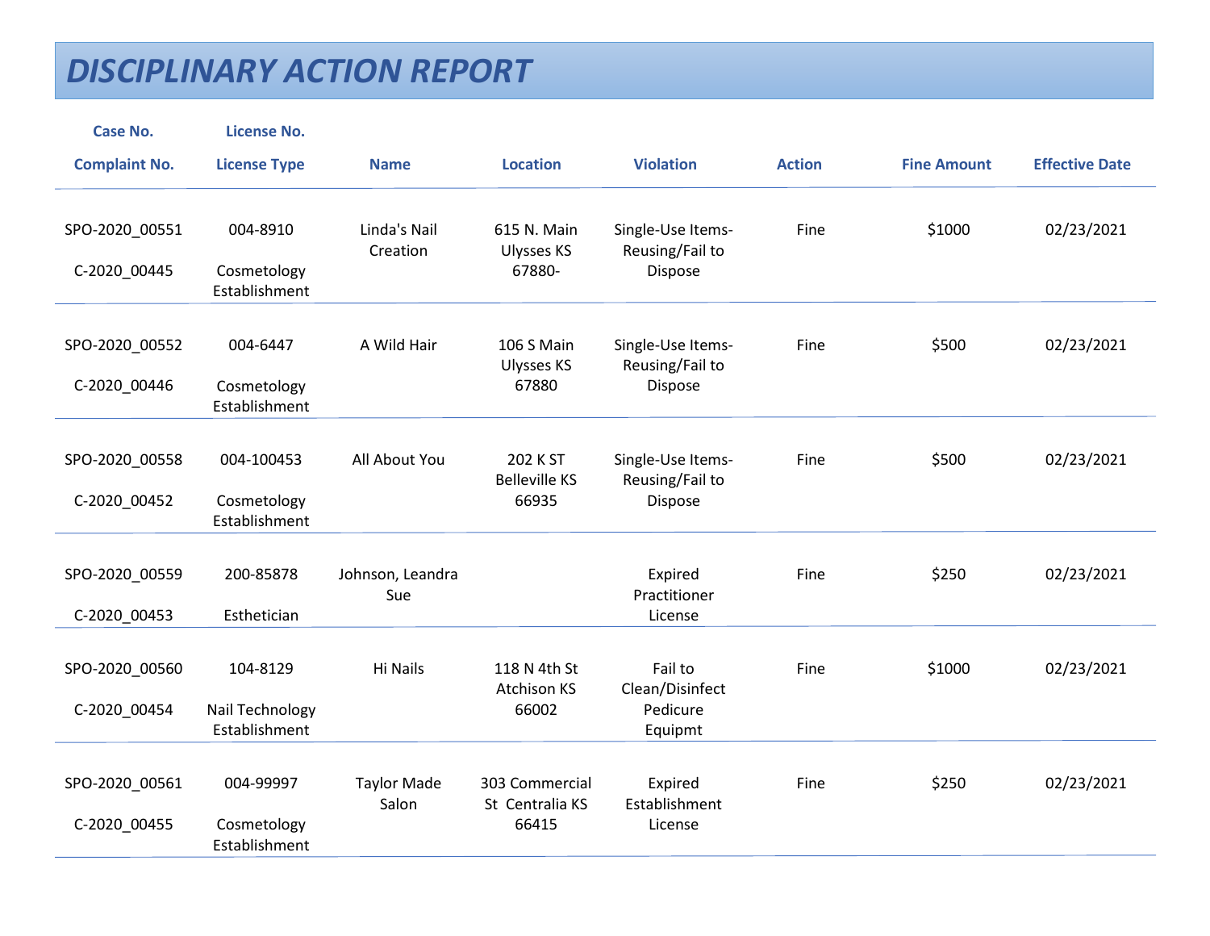# DISCIPLINARY ACTION REPORT

| Case No. Complaint No. | License No. License Type | Name | Location | Violation | Action | Fine Amount | Effective Date |
|---|---|---|---|---|---|---|---|
| SPO-2020_00551 C-2020_00445 | 004-8910 Cosmetology Establishment | Linda's Nail Creation | 615 N. Main Ulysses KS 67880- | Single-Use Items-Reusing/Fail to Dispose | Fine | $1000 | 02/23/2021 |
| SPO-2020_00552 C-2020_00446 | 004-6447 Cosmetology Establishment | A Wild Hair | 106 S Main Ulysses KS 67880 | Single-Use Items-Reusing/Fail to Dispose | Fine | $500 | 02/23/2021 |
| SPO-2020_00558 C-2020_00452 | 004-100453 Cosmetology Establishment | All About You | 202 K ST Belleville KS 66935 | Single-Use Items-Reusing/Fail to Dispose | Fine | $500 | 02/23/2021 |
| SPO-2020_00559 C-2020_00453 | 200-85878 Esthetician | Johnson, Leandra Sue | | Expired Practitioner License | Fine | $250 | 02/23/2021 |
| SPO-2020_00560 C-2020_00454 | 104-8129 Nail Technology Establishment | Hi Nails | 118 N 4th St Atchison KS 66002 | Fail to Clean/Disinfect Pedicure Equipmt | Fine | $1000 | 02/23/2021 |
| SPO-2020_00561 C-2020_00455 | 004-99997 Cosmetology Establishment | Taylor Made Salon | 303 Commercial St Centralia KS 66415 | Expired Establishment License | Fine | $250 | 02/23/2021 |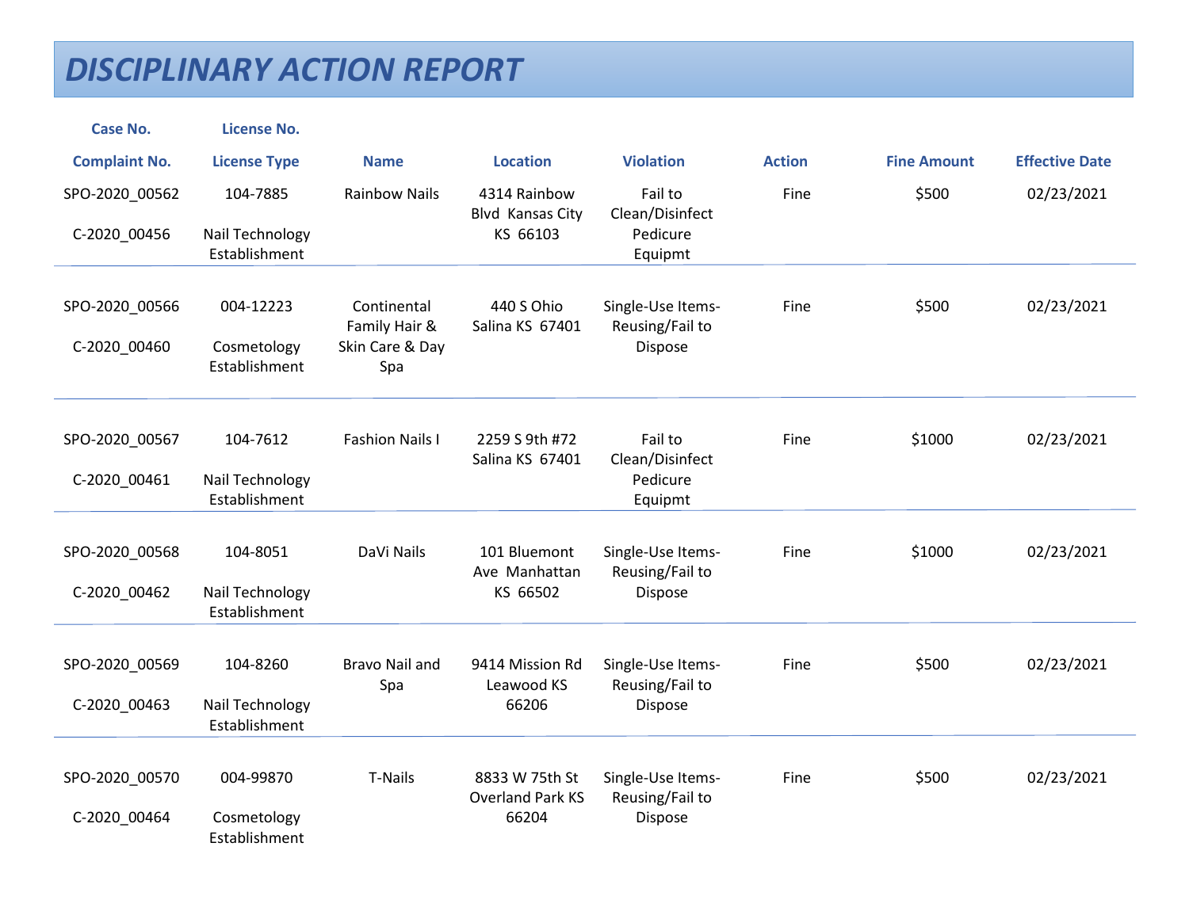# DISCIPLINARY ACTION REPORT

| Case No. / Complaint No. | License No. / License Type | Name | Location | Violation | Action | Fine Amount | Effective Date |
|---|---|---|---|---|---|---|---|
| SPO-2020_00562<br>C-2020_00456 | 104-7885<br>Nail Technology Establishment | Rainbow Nails | 4314 Rainbow Blvd Kansas City KS 66103 | Fail to Clean/Disinfect Pedicure Equipmt | Fine | $500 | 02/23/2021 |
| SPO-2020_00566<br>C-2020_00460 | 004-12223<br>Cosmetology Establishment | Continental Family Hair & Skin Care & Day Spa | 440 S Ohio Salina KS 67401 | Single-Use Items-Reusing/Fail to Dispose | Fine | $500 | 02/23/2021 |
| SPO-2020_00567<br>C-2020_00461 | 104-7612<br>Nail Technology Establishment | Fashion Nails I | 2259 S 9th #72 Salina KS 67401 | Fail to Clean/Disinfect Pedicure Equipmt | Fine | $1000 | 02/23/2021 |
| SPO-2020_00568<br>C-2020_00462 | 104-8051<br>Nail Technology Establishment | DaVi Nails | 101 Bluemont Ave Manhattan KS 66502 | Single-Use Items-Reusing/Fail to Dispose | Fine | $1000 | 02/23/2021 |
| SPO-2020_00569<br>C-2020_00463 | 104-8260<br>Nail Technology Establishment | Bravo Nail and Spa | 9414 Mission Rd Leawood KS 66206 | Single-Use Items-Reusing/Fail to Dispose | Fine | $500 | 02/23/2021 |
| SPO-2020_00570<br>C-2020_00464 | 004-99870<br>Cosmetology Establishment | T-Nails | 8833 W 75th St Overland Park KS 66204 | Single-Use Items-Reusing/Fail to Dispose | Fine | $500 | 02/23/2021 |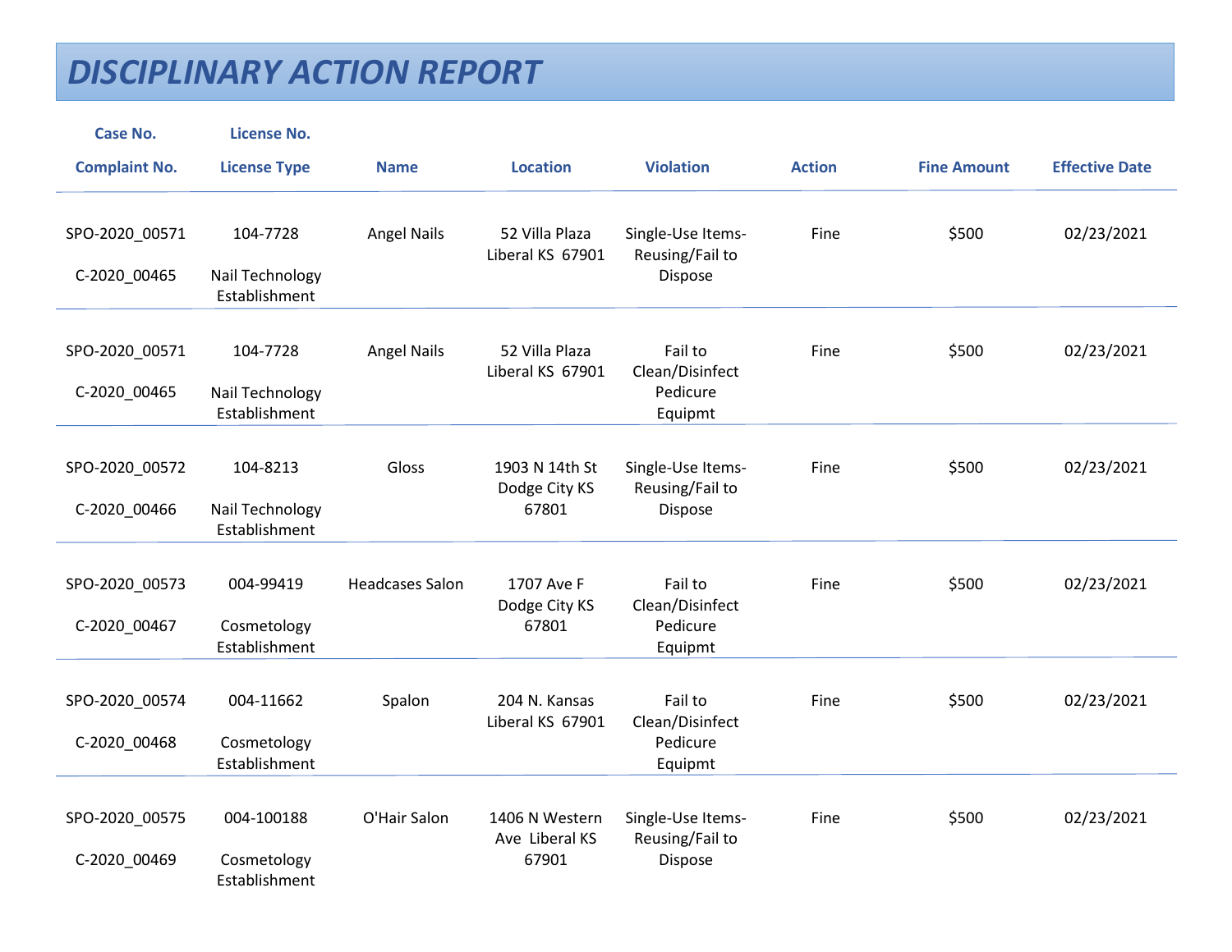# DISCIPLINARY ACTION REPORT

| Case No. / Complaint No. | License No. / License Type | Name | Location | Violation | Action | Fine Amount | Effective Date |
|---|---|---|---|---|---|---|---|
| SPO-2020_00571 C-2020_00465 | 104-7728 Nail Technology Establishment | Angel Nails | 52 Villa Plaza Liberal KS 67901 | Single-Use Items-Reusing/Fail to Dispose | Fine | $500 | 02/23/2021 |
| SPO-2020_00571 C-2020_00465 | 104-7728 Nail Technology Establishment | Angel Nails | 52 Villa Plaza Liberal KS 67901 | Fail to Clean/Disinfect Pedicure Equipmt | Fine | $500 | 02/23/2021 |
| SPO-2020_00572 C-2020_00466 | 104-8213 Nail Technology Establishment | Gloss | 1903 N 14th St Dodge City KS 67801 | Single-Use Items-Reusing/Fail to Dispose | Fine | $500 | 02/23/2021 |
| SPO-2020_00573 C-2020_00467 | 004-99419 Cosmetology Establishment | Headcases Salon | 1707 Ave F Dodge City KS 67801 | Fail to Clean/Disinfect Pedicure Equipmt | Fine | $500 | 02/23/2021 |
| SPO-2020_00574 C-2020_00468 | 004-11662 Cosmetology Establishment | Spalon | 204 N. Kansas Liberal KS 67901 | Fail to Clean/Disinfect Pedicure Equipmt | Fine | $500 | 02/23/2021 |
| SPO-2020_00575 C-2020_00469 | 004-100188 Cosmetology Establishment | O'Hair Salon | 1406 N Western Ave Liberal KS 67901 | Single-Use Items-Reusing/Fail to Dispose | Fine | $500 | 02/23/2021 |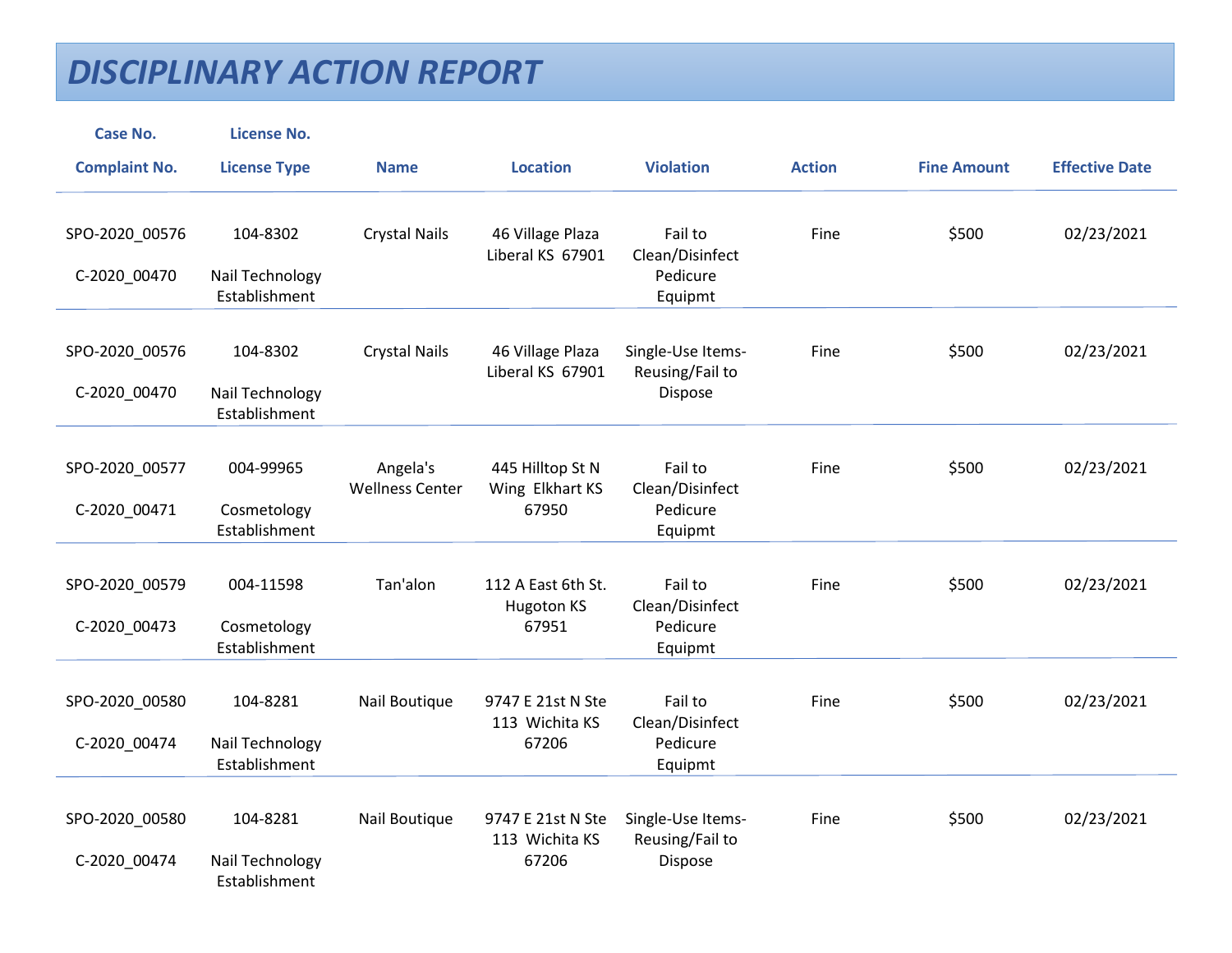# DISCIPLINARY ACTION REPORT

| Case No. / Complaint No. | License No. / License Type | Name | Location | Violation | Action | Fine Amount | Effective Date |
|---|---|---|---|---|---|---|---|
| SPO-2020_00576 / C-2020_00470 | 104-8302 / Nail Technology Establishment | Crystal Nails | 46 Village Plaza Liberal KS 67901 | Fail to Clean/Disinfect Pedicure Equipmt | Fine | $500 | 02/23/2021 |
| SPO-2020_00576 / C-2020_00470 | 104-8302 / Nail Technology Establishment | Crystal Nails | 46 Village Plaza Liberal KS 67901 | Single-Use Items-Reusing/Fail to Dispose | Fine | $500 | 02/23/2021 |
| SPO-2020_00577 / C-2020_00471 | 004-99965 / Cosmetology Establishment | Angela's Wellness Center | 445 Hilltop St N Wing Elkhart KS 67950 | Fail to Clean/Disinfect Pedicure Equipmt | Fine | $500 | 02/23/2021 |
| SPO-2020_00579 / C-2020_00473 | 004-11598 / Cosmetology Establishment | Tan'alon | 112 A East 6th St. Hugoton KS 67951 | Fail to Clean/Disinfect Pedicure Equipmt | Fine | $500 | 02/23/2021 |
| SPO-2020_00580 / C-2020_00474 | 104-8281 / Nail Technology Establishment | Nail Boutique | 9747 E 21st N Ste 113 Wichita KS 67206 | Fail to Clean/Disinfect Pedicure Equipmt | Fine | $500 | 02/23/2021 |
| SPO-2020_00580 / C-2020_00474 | 104-8281 / Nail Technology Establishment | Nail Boutique | 9747 E 21st N Ste 113 Wichita KS 67206 | Single-Use Items-Reusing/Fail to Dispose | Fine | $500 | 02/23/2021 |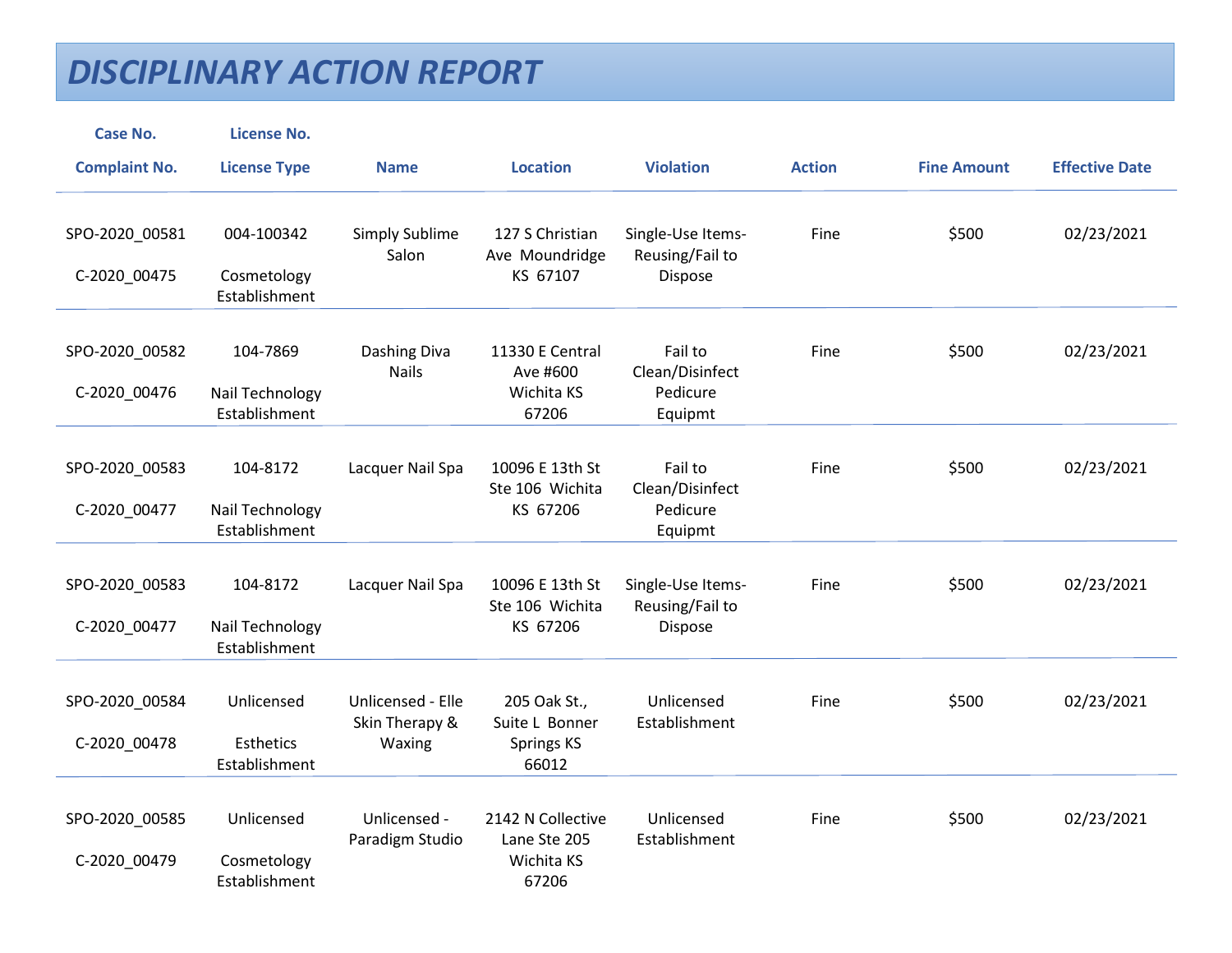# DISCIPLINARY ACTION REPORT

| Case No. / Complaint No. | License No. / License Type | Name | Location | Violation | Action | Fine Amount | Effective Date |
|---|---|---|---|---|---|---|---|
| SPO-2020_00581 C-2020_00475 | 004-100342 Cosmetology Establishment | Simply Sublime Salon | 127 S Christian Ave Moundridge KS 67107 | Single-Use Items-Reusing/Fail to Dispose | Fine | $500 | 02/23/2021 |
| SPO-2020_00582 C-2020_00476 | 104-7869 Nail Technology Establishment | Dashing Diva Nails | 11330 E Central Ave #600 Wichita KS 67206 | Fail to Clean/Disinfect Pedicure Equipmt | Fine | $500 | 02/23/2021 |
| SPO-2020_00583 C-2020_00477 | 104-8172 Nail Technology Establishment | Lacquer Nail Spa | 10096 E 13th St Ste 106 Wichita KS 67206 | Fail to Clean/Disinfect Pedicure Equipmt | Fine | $500 | 02/23/2021 |
| SPO-2020_00583 C-2020_00477 | 104-8172 Nail Technology Establishment | Lacquer Nail Spa | 10096 E 13th St Ste 106 Wichita KS 67206 | Single-Use Items-Reusing/Fail to Dispose | Fine | $500 | 02/23/2021 |
| SPO-2020_00584 C-2020_00478 | Unlicensed Esthetics Establishment | Unlicensed - Elle Skin Therapy & Waxing | 205 Oak St., Suite L Bonner Springs KS 66012 | Unlicensed Establishment | Fine | $500 | 02/23/2021 |
| SPO-2020_00585 C-2020_00479 | Unlicensed Cosmetology Establishment | Unlicensed - Paradigm Studio | 2142 N Collective Lane Ste 205 Wichita KS 67206 | Unlicensed Establishment | Fine | $500 | 02/23/2021 |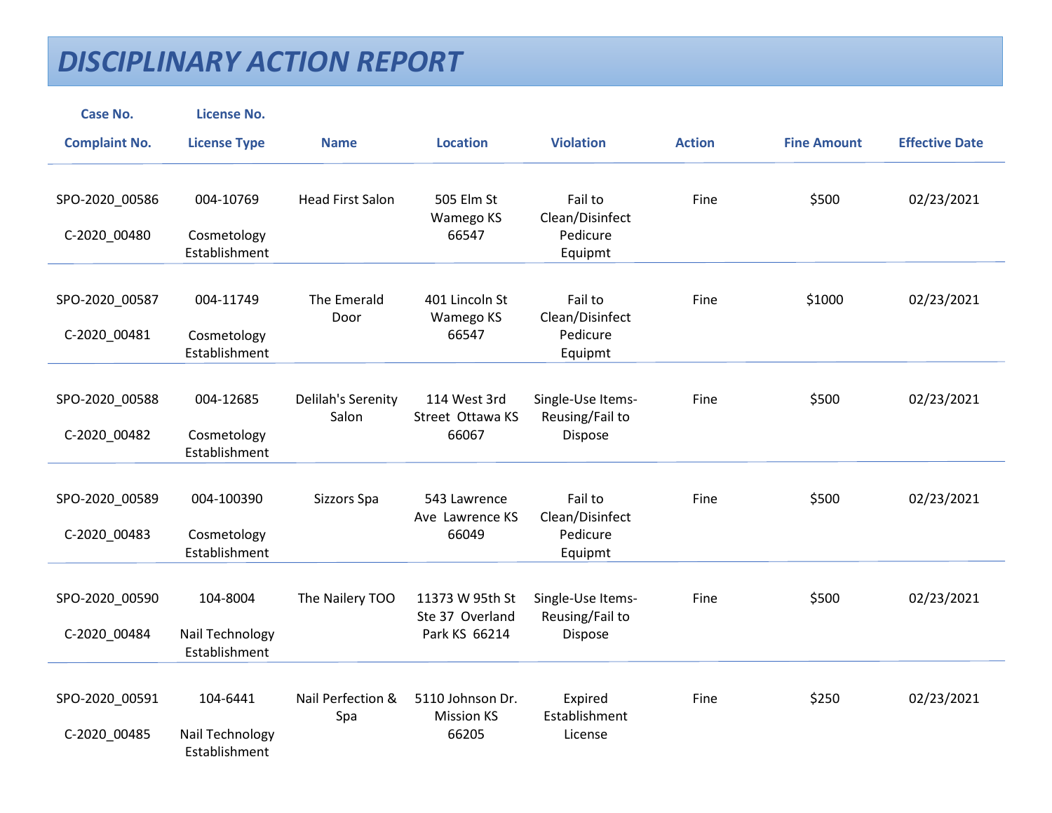# DISCIPLINARY ACTION REPORT

| Case No. / Complaint No. | License No. / License Type | Name | Location | Violation | Action | Fine Amount | Effective Date |
|---|---|---|---|---|---|---|---|
| SPO-2020_00586 / C-2020_00480 | 004-10769 / Cosmetology Establishment | Head First Salon | 505 Elm St Wamego KS 66547 | Fail to Clean/Disinfect Pedicure Equipmt | Fine | $500 | 02/23/2021 |
| SPO-2020_00587 / C-2020_00481 | 004-11749 / Cosmetology Establishment | The Emerald Door | 401 Lincoln St Wamego KS 66547 | Fail to Clean/Disinfect Pedicure Equipmt | Fine | $1000 | 02/23/2021 |
| SPO-2020_00588 / C-2020_00482 | 004-12685 / Cosmetology Establishment | Delilah's Serenity Salon | 114 West 3rd Street Ottawa KS 66067 | Single-Use Items-Reusing/Fail to Dispose | Fine | $500 | 02/23/2021 |
| SPO-2020_00589 / C-2020_00483 | 004-100390 / Cosmetology Establishment | Sizzors Spa | 543 Lawrence Ave Lawrence KS 66049 | Fail to Clean/Disinfect Pedicure Equipmt | Fine | $500 | 02/23/2021 |
| SPO-2020_00590 / C-2020_00484 | 104-8004 / Nail Technology Establishment | The Nailery TOO | 11373 W 95th St Ste 37 Overland Park KS 66214 | Single-Use Items-Reusing/Fail to Dispose | Fine | $500 | 02/23/2021 |
| SPO-2020_00591 / C-2020_00485 | 104-6441 / Nail Technology Establishment | Nail Perfection & Spa | 5110 Johnson Dr. Mission KS 66205 | Expired Establishment License | Fine | $250 | 02/23/2021 |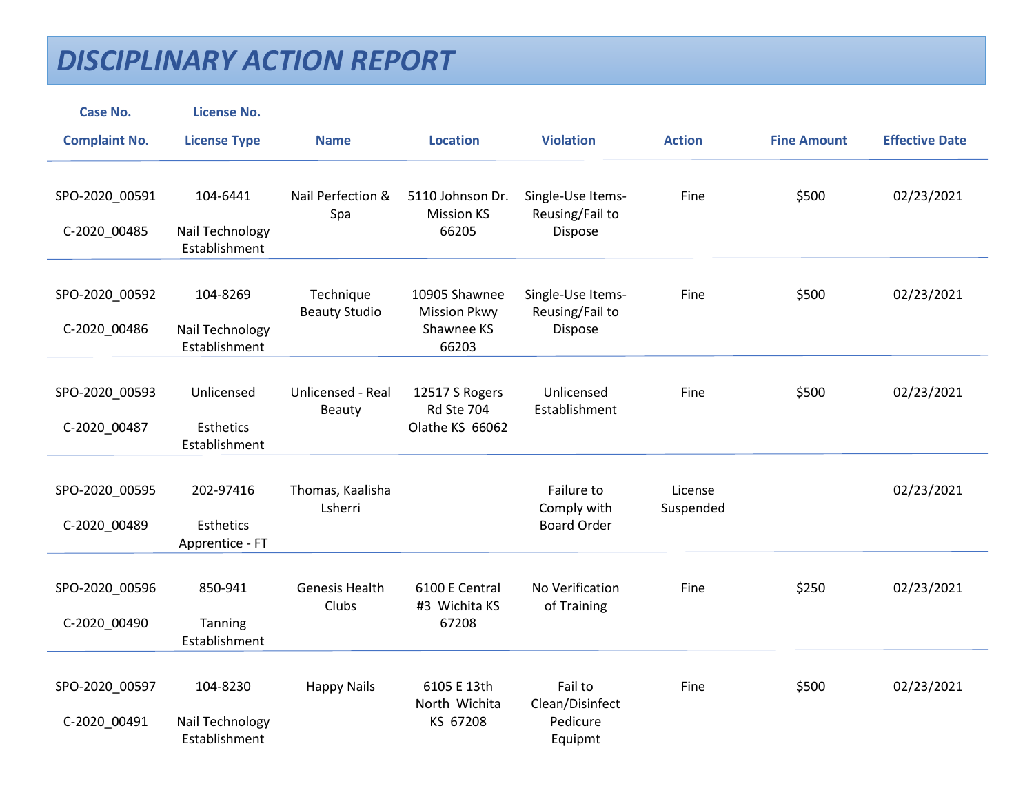# DISCIPLINARY ACTION REPORT

| Case No.<br>Complaint No. | License No.<br>License Type | Name | Location | Violation | Action | Fine Amount | Effective Date |
|---|---|---|---|---|---|---|---|
| SPO-2020_00591<br>C-2020_00485 | 104-6441<br>Nail Technology Establishment | Nail Perfection & Spa | 5110 Johnson Dr. Mission KS 66205 | Single-Use Items-Reusing/Fail to Dispose | Fine | $500 | 02/23/2021 |
| SPO-2020_00592<br>C-2020_00486 | 104-8269<br>Nail Technology Establishment | Technique Beauty Studio | 10905 Shawnee Mission Pkwy Shawnee KS 66203 | Single-Use Items-Reusing/Fail to Dispose | Fine | $500 | 02/23/2021 |
| SPO-2020_00593<br>C-2020_00487 | Unlicensed<br>Esthetics Establishment | Unlicensed - Real Beauty | 12517 S Rogers Rd Ste 704 Olathe KS 66062 | Unlicensed Establishment | Fine | $500 | 02/23/2021 |
| SPO-2020_00595<br>C-2020_00489 | 202-97416<br>Esthetics Apprentice - FT | Thomas, Kaalisha Lsherri | | Failure to Comply with Board Order | License Suspended | | 02/23/2021 |
| SPO-2020_00596<br>C-2020_00490 | 850-941<br>Tanning Establishment | Genesis Health Clubs | 6100 E Central #3 Wichita KS 67208 | No Verification of Training | Fine | $250 | 02/23/2021 |
| SPO-2020_00597<br>C-2020_00491 | 104-8230<br>Nail Technology Establishment | Happy Nails | 6105 E 13th North Wichita KS 67208 | Fail to Clean/Disinfect Pedicure Equipmt | Fine | $500 | 02/23/2021 |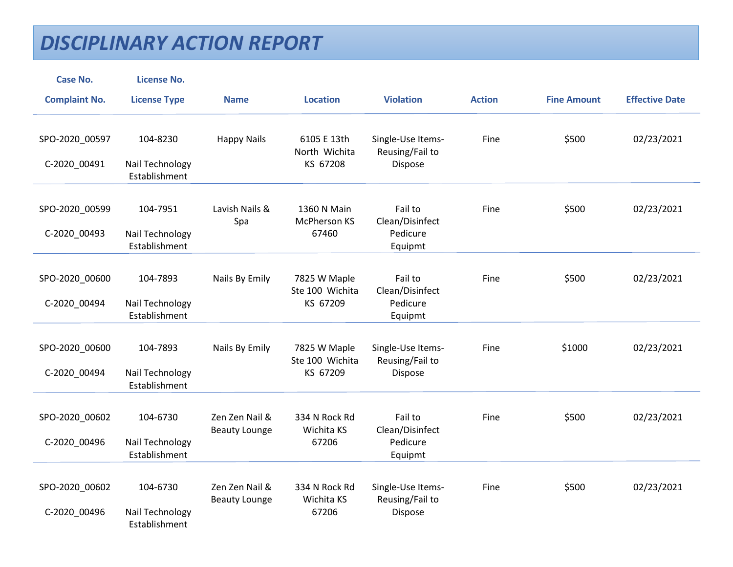# DISCIPLINARY ACTION REPORT

| Case No.<br>Complaint No. | License No.<br>License Type | Name | Location | Violation | Action | Fine Amount | Effective Date |
|---|---|---|---|---|---|---|---|
| SPO-2020_00597<br>C-2020_00491 | 104-8230<br>Nail Technology Establishment | Happy Nails | 6105 E 13th North Wichita KS 67208 | Single-Use Items-Reusing/Fail to Dispose | Fine | $500 | 02/23/2021 |
| SPO-2020_00599<br>C-2020_00493 | 104-7951<br>Nail Technology Establishment | Lavish Nails & Spa | 1360 N Main McPherson KS 67460 | Fail to Clean/Disinfect Pedicure Equipmt | Fine | $500 | 02/23/2021 |
| SPO-2020_00600<br>C-2020_00494 | 104-7893<br>Nail Technology Establishment | Nails By Emily | 7825 W Maple Ste 100 Wichita KS 67209 | Fail to Clean/Disinfect Pedicure Equipmt | Fine | $500 | 02/23/2021 |
| SPO-2020_00600<br>C-2020_00494 | 104-7893<br>Nail Technology Establishment | Nails By Emily | 7825 W Maple Ste 100 Wichita KS 67209 | Single-Use Items-Reusing/Fail to Dispose | Fine | $1000 | 02/23/2021 |
| SPO-2020_00602<br>C-2020_00496 | 104-6730<br>Nail Technology Establishment | Zen Zen Nail & Beauty Lounge | 334 N Rock Rd Wichita KS 67206 | Fail to Clean/Disinfect Pedicure Equipmt | Fine | $500 | 02/23/2021 |
| SPO-2020_00602<br>C-2020_00496 | 104-6730<br>Nail Technology Establishment | Zen Zen Nail & Beauty Lounge | 334 N Rock Rd Wichita KS 67206 | Single-Use Items-Reusing/Fail to Dispose | Fine | $500 | 02/23/2021 |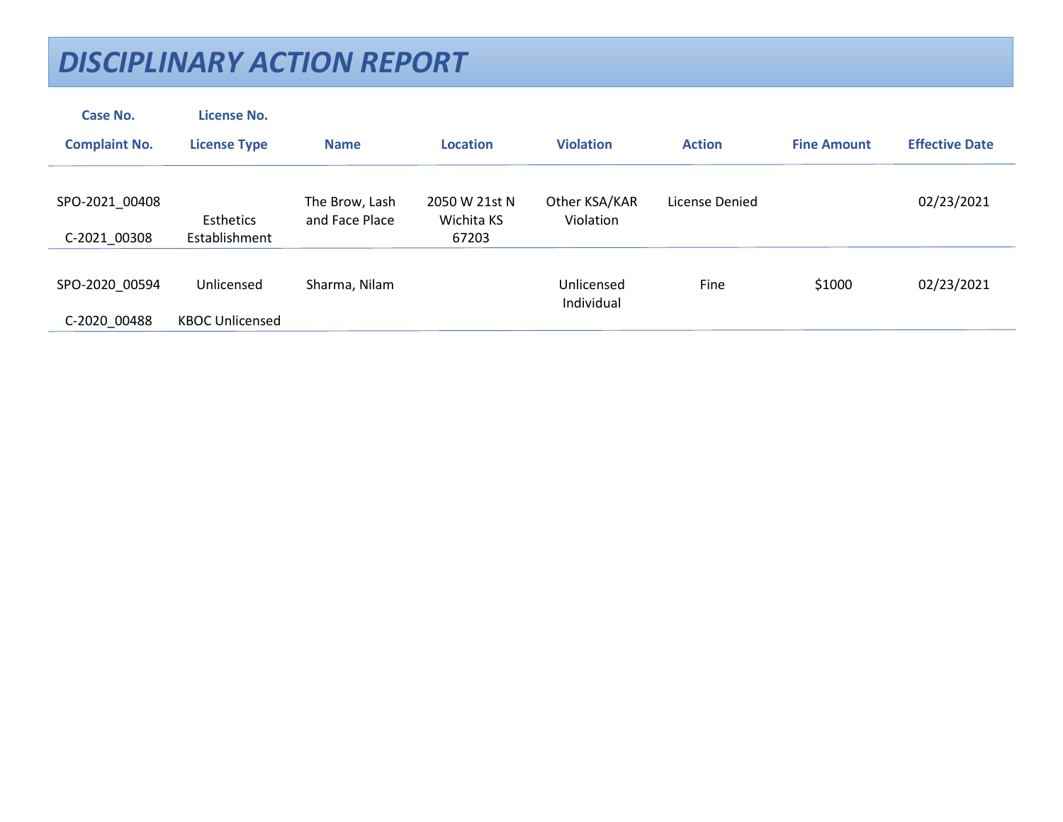# DISCIPLINARY ACTION REPORT

| Case No.<br>Complaint No. | License No.<br>License Type | Name | Location | Violation | Action | Fine Amount | Effective Date |
|---|---|---|---|---|---|---|---|
| SPO-2021_00408<br>C-2021_00308 | Esthetics Establishment | The Brow, Lash and Face Place | 2050 W 21st N Wichita KS 67203 | Other KSA/KAR Violation | License Denied | | 02/23/2021 |
| SPO-2020_00594<br>C-2020_00488 | Unlicensed<br>KBOC Unlicensed | Sharma, Nilam | | Unlicensed Individual | Fine | $1000 | 02/23/2021 |